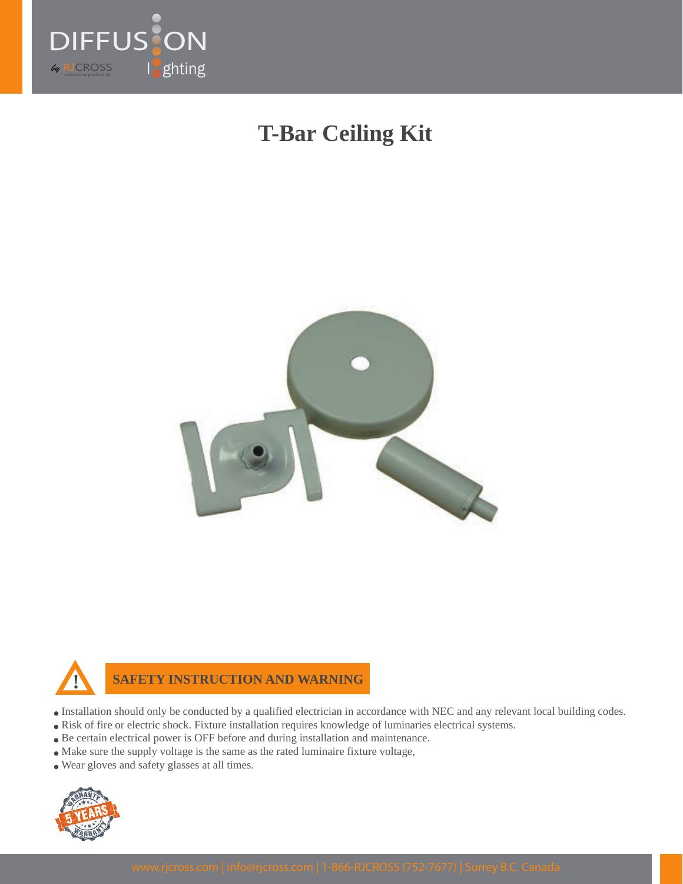# T-Bar Ceiling Kit

## SAFETY INSTRUCTION AND WARNING

- Installation should only be conducted by a qualified electrician in accordance with NEC and any relevant local building codes.
- Risk of fire or electric shock. Fixture installation requires knowledge of luminaries electrical systems.
- Be certain electrical power is OFF before and during installation and maintenance.
- Make sure the supply voltage is the same as the rated luminaire fixture voltage,
- Wear gloves and safety glasses at all times.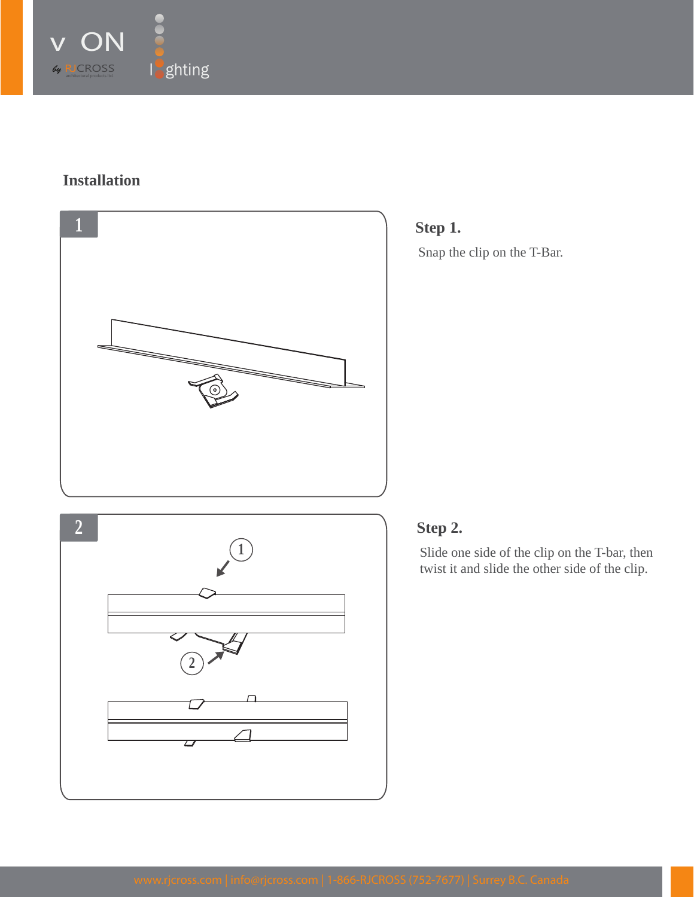## Installation

### Step 1.

Snap the clip on the T-Bar.

### Step 2.

Slide one side of the clip on the T-bar, then twist it and slide the other side of the clip.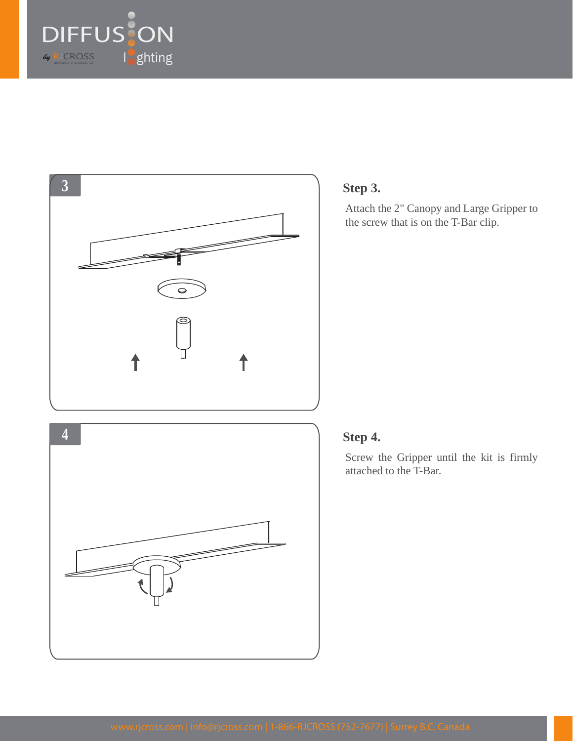### Step 3.

Attach the 2" Canopy and Large Gripper to the screw that is on the T-Bar clip.

### Step 4.

Screw the Gripper until the kit is firmly attached to the T-Bar.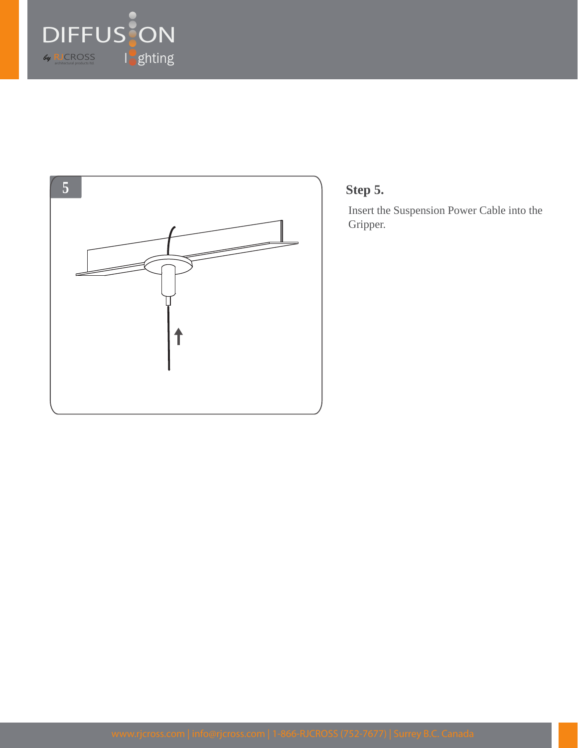### Step 5.

Insert the Suspension Power Cable into the Gripper.